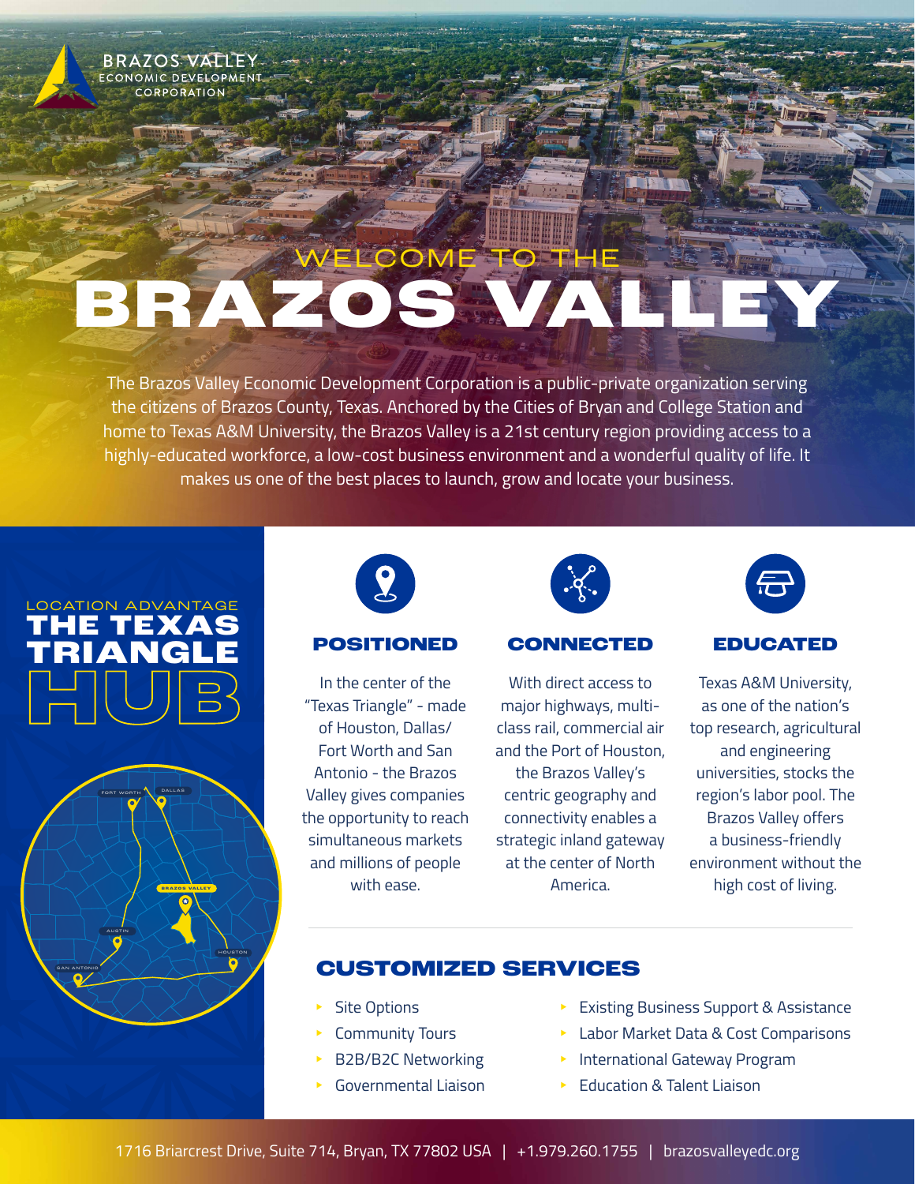BRAZOS VALLEY
ECONOMIC DEVELOPMENT
CORPORATION

# WELCOME TO THE BRAZOS VALLEY

The Brazos Valley Economic Development Corporation is a public-private organization serving the citizens of Brazos County, Texas. Anchored by the Cities of Bryan and College Station and home to Texas A&M University, the Brazos Valley is a 21st century region providing access to a highly-educated workforce, a low-cost business environment and a wonderful quality of life. It makes us one of the best places to launch, grow and locate your business.

## LOCATION ADVANTAGE THE TEXAS TRIANGLE HUB

FORT WORTH
DALLAS
BRAZOS VALLEY
AUSTIN
HOUSTON
SAN ANTONIO

### POSITIONED

In the center of the "Texas Triangle" - made of Houston, Dallas/Fort Worth and San Antonio - the Brazos Valley gives companies the opportunity to reach simultaneous markets and millions of people with ease.

### CONNECTED

With direct access to major highways, multi-class rail, commercial air and the Port of Houston, the Brazos Valley's centric geography and connectivity enables a strategic inland gateway at the center of North America.

### EDUCATED

Texas A&M University, as one of the nation's top research, agricultural and engineering universities, stocks the region's labor pool. The Brazos Valley offers a business-friendly environment without the high cost of living.

## CUSTOMIZED SERVICES

- Site Options
- Community Tours
- B2B/B2C Networking
- Governmental Liaison
- Existing Business Support & Assistance
- Labor Market Data & Cost Comparisons
- International Gateway Program
- Education & Talent Liaison

1716 Briarcrest Drive, Suite 714, Bryan, TX 77802 USA | +1.979.260.1755 | brazosvalleyedc.org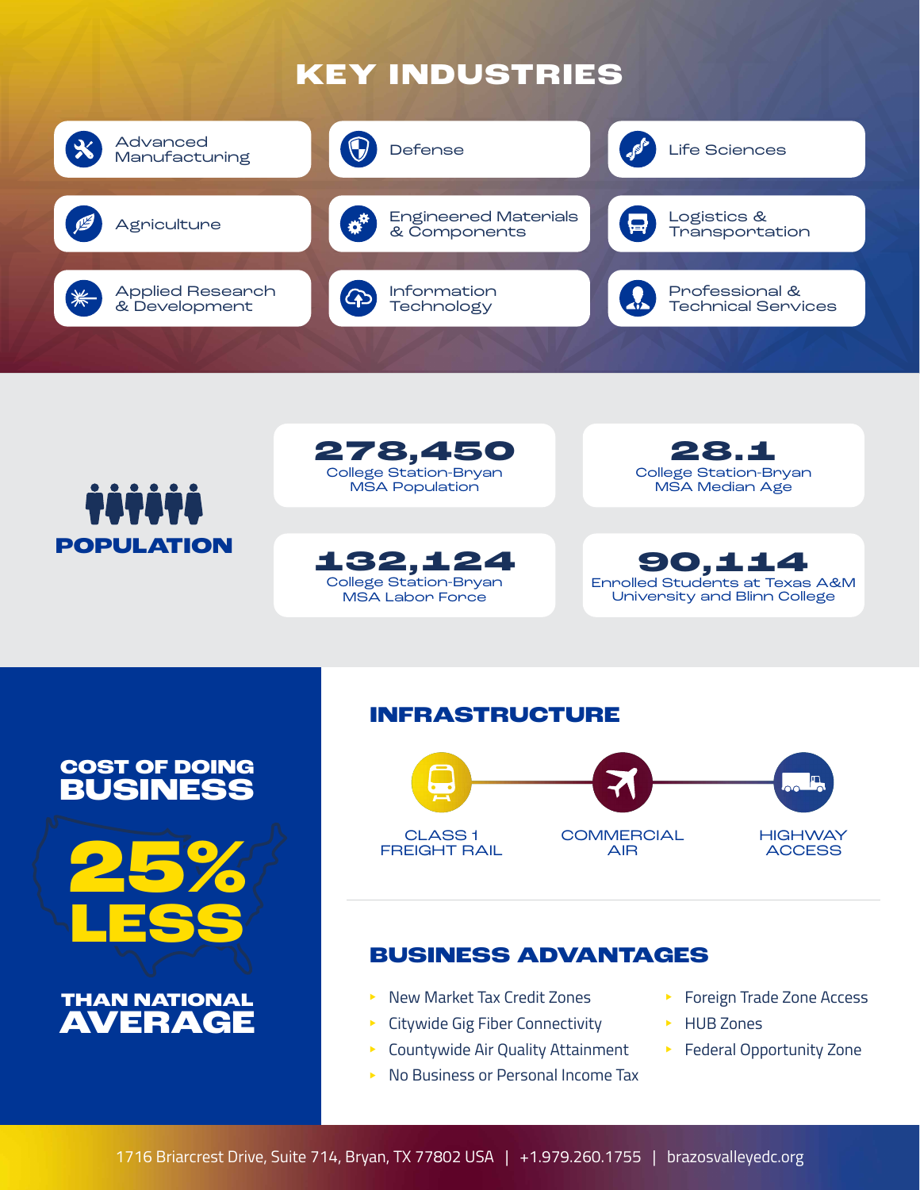# KEY INDUSTRIES

- Advanced Manufacturing
- Defense
- Life Sciences
- Agriculture
- Engineered Materials & Components
- Logistics & Transportation
- Applied Research & Development
- Information Technology
- Professional & Technical Services

## POPULATION

**278,450**
College Station-Bryan MSA Population

**28.1**
College Station-Bryan MSA Median Age

**132,124**
College Station-Bryan MSA Labor Force

**90,114**
Enrolled Students at Texas A&M University and Blinn College

## COST OF DOING BUSINESS

**25% LESS**

**THAN NATIONAL AVERAGE**

## INFRASTRUCTURE

- CLASS 1 FREIGHT RAIL
- COMMERCIAL AIR
- HIGHWAY ACCESS

## BUSINESS ADVANTAGES

- New Market Tax Credit Zones
- Citywide Gig Fiber Connectivity
- Countywide Air Quality Attainment
- No Business or Personal Income Tax
- Foreign Trade Zone Access
- HUB Zones
- Federal Opportunity Zone

1716 Briarcrest Drive, Suite 714, Bryan, TX 77802 USA | +1.979.260.1755 | brazosvalleyedc.org